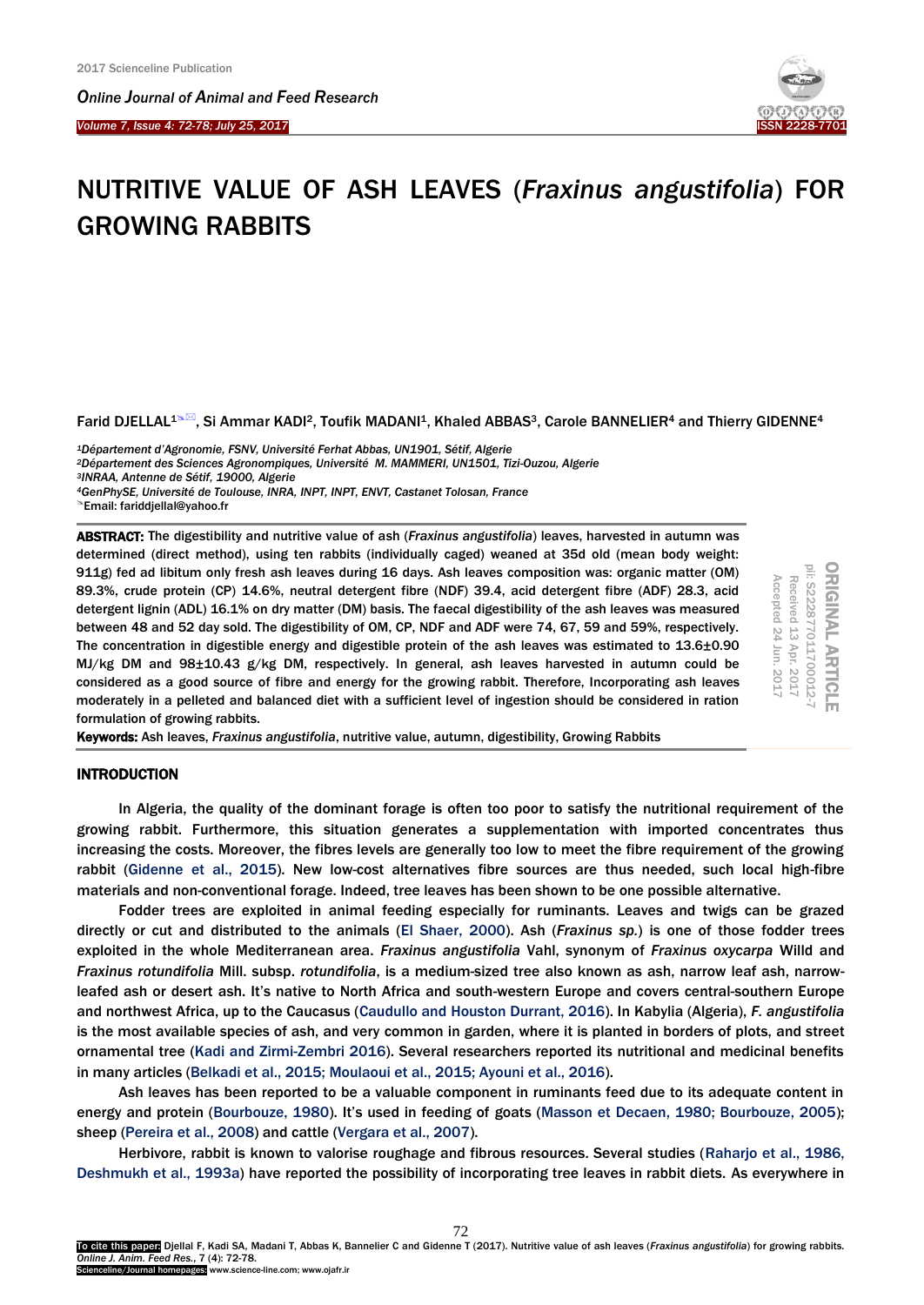# NUTRITIVE VALUE OF ASH LEAVES (*Fraxinus angustifolia*) FOR GROWING RABBITS

Farid DJELLAL[1], Si Ammar KADI[2], Toufik MADANI[1], Khaled ABBAS[3], Carole BANNELIER[4] and Thierry GIDENNE[4]

[1]*Département d'Agronomie, FSNV, Université Ferhat Abbas, UN1901, Sétif, Algerie*
[2]*Département des Sciences Agronompiques, Université M. MAMMERI, UN1501, Tizi-Ouzou, Algerie*
[3]*INRAA, Antenne de Sétif, 19000, Algerie*
[4]*GenPhySE, Université de Toulouse, INRA, INPT, INPT, ENVT, Castanet Tolosan, France*
Email: fariddjellal@yahoo.fr

ORIGINAL ARTICLE
pii: S222877011700012-7
Received 13 Apr. 2017
Accepted 24 Jun. 2017

**ABSTRACT:** The digestibility and nutritive value of ash (*Fraxinus angustifolia*) leaves, harvested in autumn was determined (direct method), using ten rabbits (individually caged) weaned at 35d old (mean body weight: 911g) fed ad libitum only fresh ash leaves during 16 days. Ash leaves composition was: organic matter (OM) 89.3%, crude protein (CP) 14.6%, neutral detergent fibre (NDF) 39.4, acid detergent fibre (ADF) 28.3, acid detergent lignin (ADL) 16.1% on dry matter (DM) basis. The faecal digestibility of the ash leaves was measured between 48 and 52 day sold. The digestibility of OM, CP, NDF and ADF were 74, 67, 59 and 59%, respectively. The concentration in digestible energy and digestible protein of the ash leaves was estimated to 13.6±0.90 MJ/kg DM and 98±10.43 g/kg DM, respectively. In general, ash leaves harvested in autumn could be considered as a good source of fibre and energy for the growing rabbit. Therefore, Incorporating ash leaves moderately in a pelleted and balanced diet with a sufficient level of ingestion should be considered in ration formulation of growing rabbits.

**Keywords:** Ash leaves, *Fraxinus angustifolia*, nutritive value, autumn, digestibility, Growing Rabbits

## INTRODUCTION

In Algeria, the quality of the dominant forage is often too poor to satisfy the nutritional requirement of the growing rabbit. Furthermore, this situation generates a supplementation with imported concentrates thus increasing the costs. Moreover, the fibres levels are generally too low to meet the fibre requirement of the growing rabbit (Gidenne et al., 2015). New low-cost alternatives fibre sources are thus needed, such local high-fibre materials and non-conventional forage. Indeed, tree leaves has been shown to be one possible alternative.

Fodder trees are exploited in animal feeding especially for ruminants. Leaves and twigs can be grazed directly or cut and distributed to the animals (El Shaer, 2000). Ash (*Fraxinus sp.*) is one of those fodder trees exploited in the whole Mediterranean area. *Fraxinus angustifolia* Vahl, synonym of *Fraxinus oxycarpa* Willd and *Fraxinus rotundifolia* Mill. subsp. *rotundifolia*, is a medium-sized tree also known as ash, narrow leaf ash, narrow-leafed ash or desert ash. It's native to North Africa and south-western Europe and covers central-southern Europe and northwest Africa, up to the Caucasus (Caudullo and Houston Durrant, 2016). In Kabylia (Algeria), *F. angustifolia* is the most available species of ash, and very common in garden, where it is planted in borders of plots, and street ornamental tree (Kadi and Zirmi-Zembri 2016). Several researchers reported its nutritional and medicinal benefits in many articles (Belkadi et al., 2015; Moulaoui et al., 2015; Ayouni et al., 2016).

Ash leaves has been reported to be a valuable component in ruminants feed due to its adequate content in energy and protein (Bourbouze, 1980). It's used in feeding of goats (Masson et Decaen, 1980; Bourbouze, 2005); sheep (Pereira et al., 2008) and cattle (Vergara et al., 2007).

Herbivore, rabbit is known to valorise roughage and fibrous resources. Several studies (Raharjo et al., 1986, Deshmukh et al., 1993a) have reported the possibility of incorporating tree leaves in rabbit diets. As everywhere in

**To cite this paper:** Djellal F, Kadi SA, Madani T, Abbas K, Bannelier C and Gidenne T (2017). Nutritive value of ash leaves (*Fraxinus angustifolia*) for growing rabbits. *Online J. Anim. Feed Res.*, 7 (4): 72-78.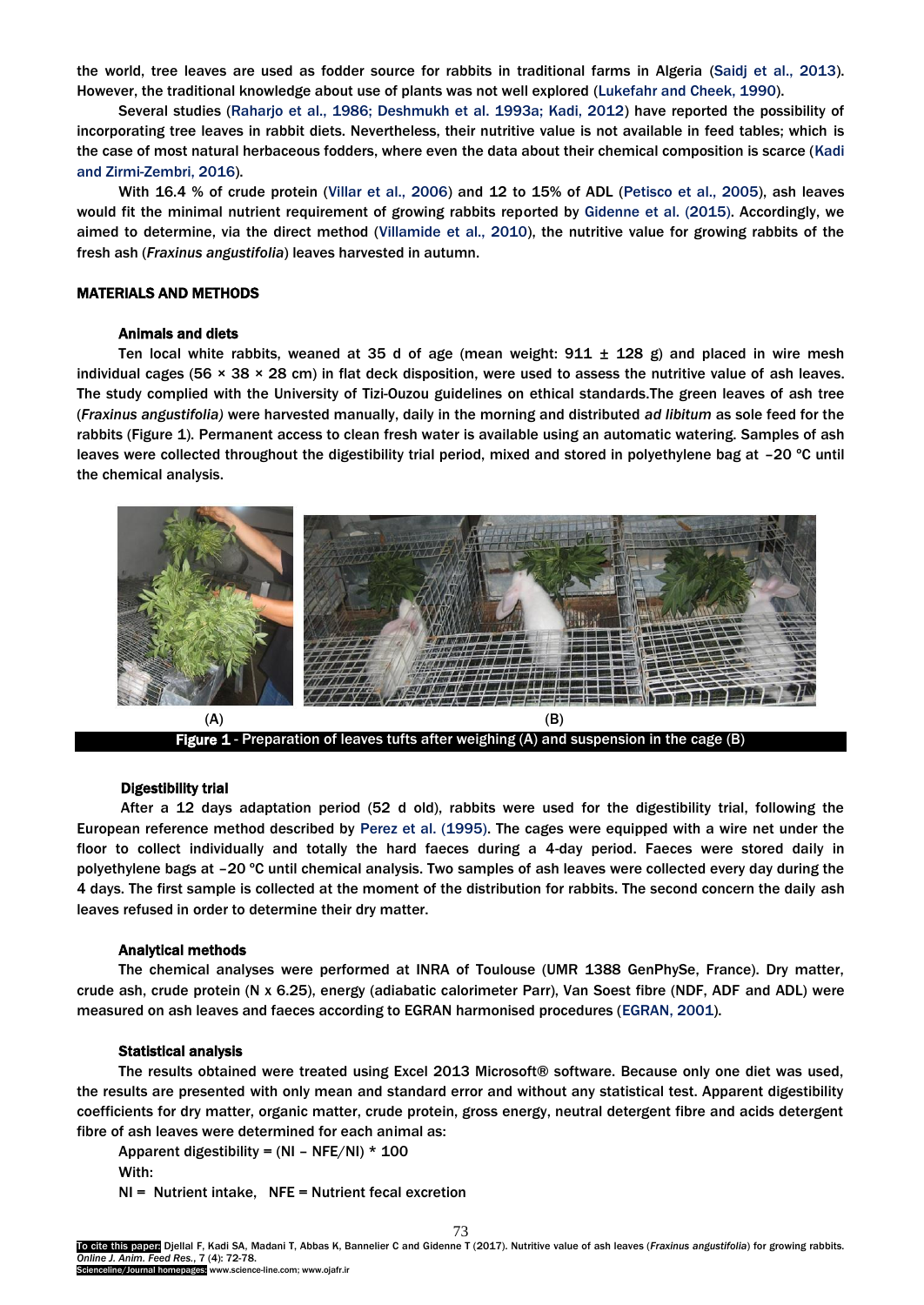the world, tree leaves are used as fodder source for rabbits in traditional farms in Algeria (Saidj et al., 2013). However, the traditional knowledge about use of plants was not well explored (Lukefahr and Cheek, 1990).

Several studies (Raharjo et al., 1986; Deshmukh et al. 1993a; Kadi, 2012) have reported the possibility of incorporating tree leaves in rabbit diets. Nevertheless, their nutritive value is not available in feed tables; which is the case of most natural herbaceous fodders, where even the data about their chemical composition is scarce (Kadi and Zirmi-Zembri, 2016).

With 16.4 % of crude protein (Villar et al., 2006) and 12 to 15% of ADL (Petisco et al., 2005), ash leaves would fit the minimal nutrient requirement of growing rabbits reported by Gidenne et al. (2015). Accordingly, we aimed to determine, via the direct method (Villamide et al., 2010), the nutritive value for growing rabbits of the fresh ash (*Fraxinus angustifolia*) leaves harvested in autumn.

## MATERIALS AND METHODS

### Animals and diets

Ten local white rabbits, weaned at 35 d of age (mean weight: 911 ± 128 g) and placed in wire mesh individual cages (56 × 38 × 28 cm) in flat deck disposition, were used to assess the nutritive value of ash leaves. The study complied with the University of Tizi-Ouzou guidelines on ethical standards.The green leaves of ash tree (*Fraxinus angustifolia)* were harvested manually, daily in the morning and distributed *ad libitum* as sole feed for the rabbits (Figure 1). Permanent access to clean fresh water is available using an automatic watering. Samples of ash leaves were collected throughout the digestibility trial period, mixed and stored in polyethylene bag at –20 °C until the chemical analysis.

(A) (B)

**Figure 1** - Preparation of leaves tufts after weighing (A) and suspension in the cage (B)

### Digestibility trial

After a 12 days adaptation period (52 d old), rabbits were used for the digestibility trial, following the European reference method described by Perez et al. (1995). The cages were equipped with a wire net under the floor to collect individually and totally the hard faeces during a 4-day period. Faeces were stored daily in polyethylene bags at –20 °C until chemical analysis. Two samples of ash leaves were collected every day during the 4 days. The first sample is collected at the moment of the distribution for rabbits. The second concern the daily ash leaves refused in order to determine their dry matter.

### Analytical methods

The chemical analyses were performed at INRA of Toulouse (UMR 1388 GenPhySe, France). Dry matter, crude ash, crude protein (N x 6.25), energy (adiabatic calorimeter Parr), Van Soest fibre (NDF, ADF and ADL) were measured on ash leaves and faeces according to EGRAN harmonised procedures (EGRAN, 2001).

### Statistical analysis

The results obtained were treated using Excel 2013 Microsoft® software. Because only one diet was used, the results are presented with only mean and standard error and without any statistical test. Apparent digestibility coefficients for dry matter, organic matter, crude protein, gross energy, neutral detergent fibre and acids detergent fibre of ash leaves were determined for each animal as:

Apparent digestibility = (NI – NFE/NI) * 100

With:

NI = Nutrient intake, NFE = Nutrient fecal excretion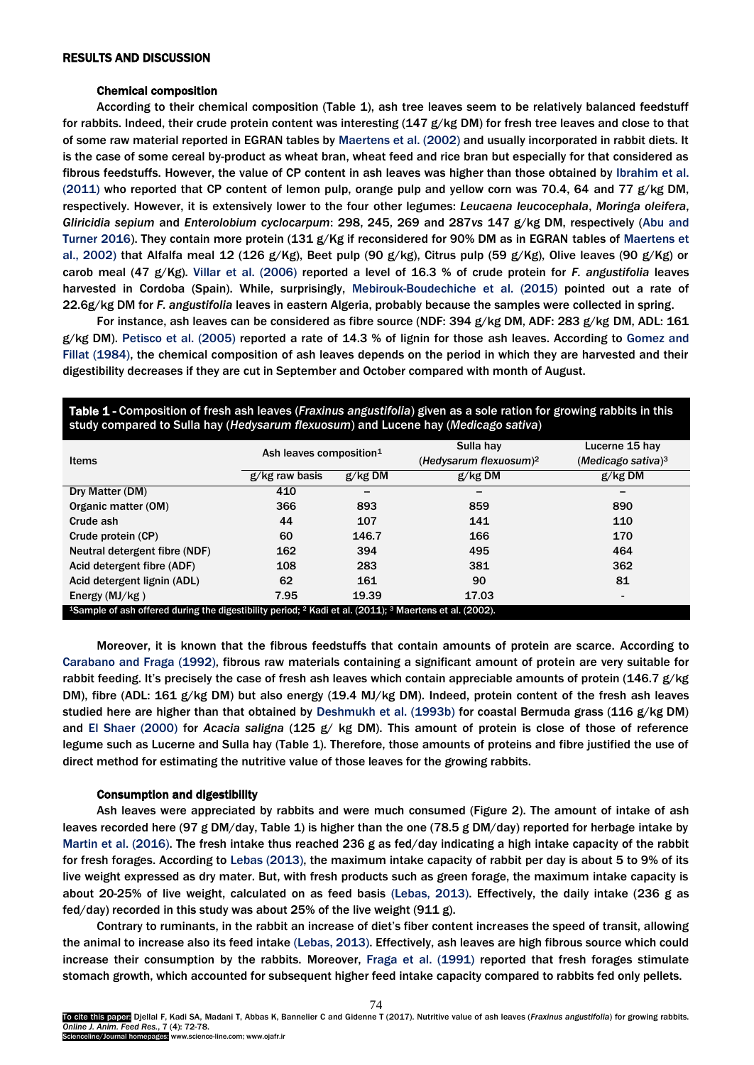## RESULTS AND DISCUSSION

### Chemical composition

According to their chemical composition (Table 1), ash tree leaves seem to be relatively balanced feedstuff for rabbits. Indeed, their crude protein content was interesting (147 g/kg DM) for fresh tree leaves and close to that of some raw material reported in EGRAN tables by Maertens et al. (2002) and usually incorporated in rabbit diets. It is the case of some cereal by-product as wheat bran, wheat feed and rice bran but especially for that considered as fibrous feedstuffs. However, the value of CP content in ash leaves was higher than those obtained by Ibrahim et al. (2011) who reported that CP content of lemon pulp, orange pulp and yellow corn was 70.4, 64 and 77 g/kg DM, respectively. However, it is extensively lower to the four other legumes: *Leucaena leucocephala*, *Moringa oleifera*, *Gliricidia sepium* and *Enterolobium cyclocarpum*: 298, 245, 269 and 287*vs* 147 g/kg DM, respectively (Abu and Turner 2016). They contain more protein (131 g/Kg if reconsidered for 90% DM as in EGRAN tables of Maertens et al., 2002) that Alfalfa meal 12 (126 g/Kg), Beet pulp (90 g/kg), Citrus pulp (59 g/Kg), Olive leaves (90 g/Kg) or carob meal (47 g/Kg). Villar et al. (2006) reported a level of 16.3 % of crude protein for *F. angustifolia* leaves harvested in Cordoba (Spain). While, surprisingly, Mebirouk-Boudechiche et al. (2015) pointed out a rate of 22.6g/kg DM for *F. angustifolia* leaves in eastern Algeria, probably because the samples were collected in spring.

For instance, ash leaves can be considered as fibre source (NDF: 394 g/kg DM, ADF: 283 g/kg DM, ADL: 161 g/kg DM). Petisco et al. (2005) reported a rate of 14.3 % of lignin for those ash leaves. According to Gomez and Fillat (1984), the chemical composition of ash leaves depends on the period in which they are harvested and their digestibility decreases if they are cut in September and October compared with month of August.

**Table 1 -** Composition of fresh ash leaves (*Fraxinus angustifolia*) given as a sole ration for growing rabbits in this study compared to Sulla hay (*Hedysarum flexuosum*) and Lucene hay (*Medicago sativa*)

| Items | Ash leaves composition[1] | | Sulla hay (*Hedysarum flexuosum*)[2] | Lucerne 15 hay (*Medicago sativa*)[3] |
|---|---|---|---|---|
| | g/kg raw basis | g/kg DM | g/kg DM | g/kg DM |
| Dry Matter (DM) | 410 | – | – | – |
| Organic matter (OM) | 366 | 893 | 859 | 890 |
| Crude ash | 44 | 107 | 141 | 110 |
| Crude protein (CP) | 60 | 146.7 | 166 | 170 |
| Neutral detergent fibre (NDF) | 162 | 394 | 495 | 464 |
| Acid detergent fibre (ADF) | 108 | 283 | 381 | 362 |
| Acid detergent lignin (ADL) | 62 | 161 | 90 | 81 |
| Energy (MJ/kg ) | 7.95 | 19.39 | 17.03 | - |

[1]Sample of ash offered during the digestibility period; [2] Kadi et al. (2011); [3] Maertens et al. (2002).

Moreover, it is known that the fibrous feedstuffs that contain amounts of protein are scarce. According to Carabano and Fraga (1992), fibrous raw materials containing a significant amount of protein are very suitable for rabbit feeding. It's precisely the case of fresh ash leaves which contain appreciable amounts of protein (146.7 g/kg DM), fibre (ADL: 161 g/kg DM) but also energy (19.4 MJ/kg DM). Indeed, protein content of the fresh ash leaves studied here are higher than that obtained by Deshmukh et al. (1993b) for coastal Bermuda grass (116 g/kg DM) and El Shaer (2000) for *Acacia saligna* (125 g/ kg DM). This amount of protein is close of those of reference legume such as Lucerne and Sulla hay (Table 1). Therefore, those amounts of proteins and fibre justified the use of direct method for estimating the nutritive value of those leaves for the growing rabbits.

### Consumption and digestibility

Ash leaves were appreciated by rabbits and were much consumed (Figure 2). The amount of intake of ash leaves recorded here (97 g DM/day, Table 1) is higher than the one (78.5 g DM/day) reported for herbage intake by Martin et al. (2016). The fresh intake thus reached 236 g as fed/day indicating a high intake capacity of the rabbit for fresh forages. According to Lebas (2013), the maximum intake capacity of rabbit per day is about 5 to 9% of its live weight expressed as dry mater. But, with fresh products such as green forage, the maximum intake capacity is about 20-25% of live weight, calculated on as feed basis (Lebas, 2013). Effectively, the daily intake (236 g as fed/day) recorded in this study was about 25% of the live weight (911 g).

Contrary to ruminants, in the rabbit an increase of diet's fiber content increases the speed of transit, allowing the animal to increase also its feed intake (Lebas, 2013). Effectively, ash leaves are high fibrous source which could increase their consumption by the rabbits. Moreover, Fraga et al. (1991) reported that fresh forages stimulate stomach growth, which accounted for subsequent higher feed intake capacity compared to rabbits fed only pellets.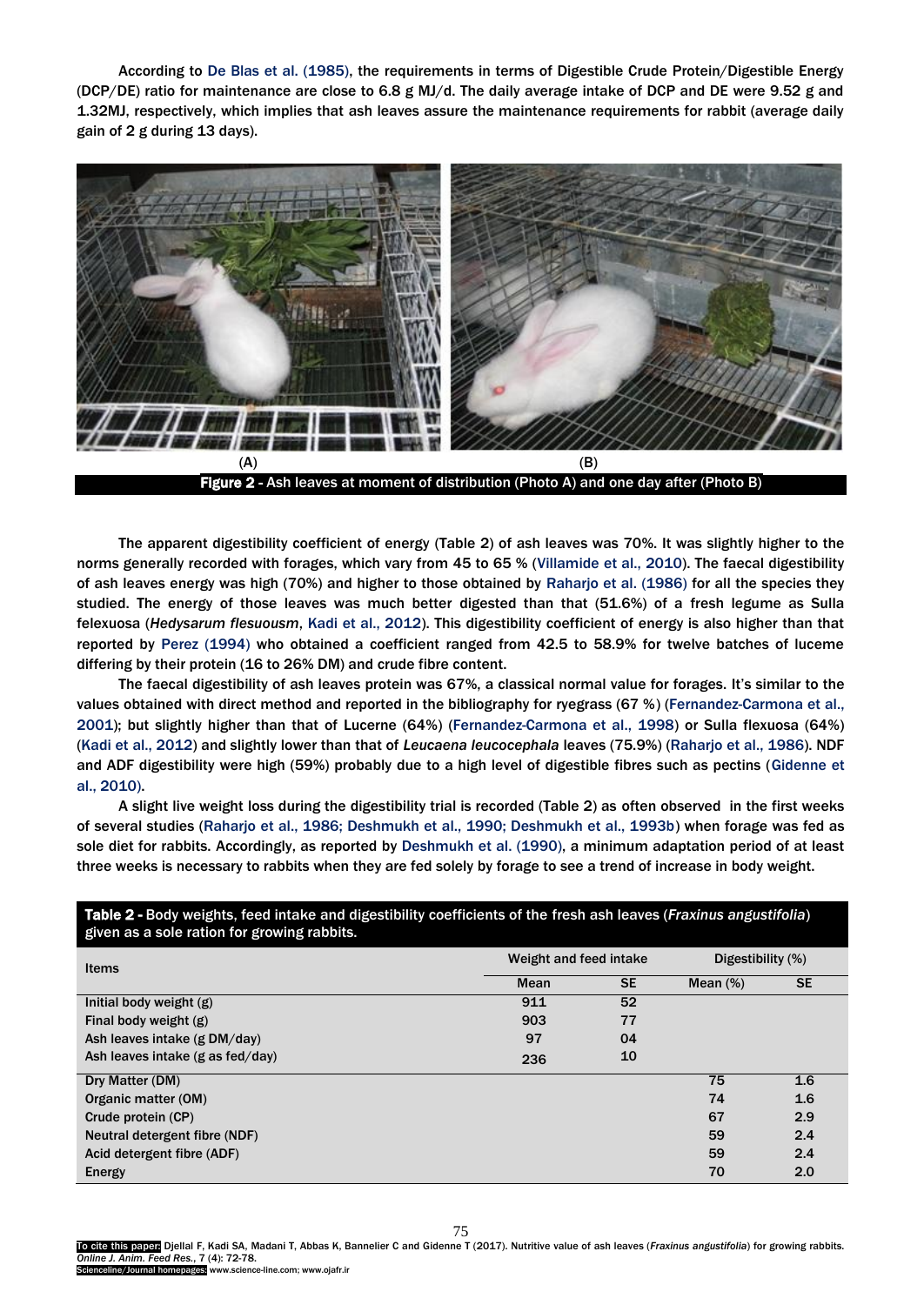According to De Blas et al. (1985), the requirements in terms of Digestible Crude Protein/Digestible Energy (DCP/DE) ratio for maintenance are close to 6.8 g MJ/d. The daily average intake of DCP and DE were 9.52 g and 1.32MJ, respectively, which implies that ash leaves assure the maintenance requirements for rabbit (average daily gain of 2 g during 13 days).

(A) (B)

**Figure 2** - Ash leaves at moment of distribution (Photo A) and one day after (Photo B)

The apparent digestibility coefficient of energy (Table 2) of ash leaves was 70%. It was slightly higher to the norms generally recorded with forages, which vary from 45 to 65 % (Villamide et al., 2010). The faecal digestibility of ash leaves energy was high (70%) and higher to those obtained by Raharjo et al. (1986) for all the species they studied. The energy of those leaves was much better digested than that (51.6%) of a fresh legume as Sulla felexuosa (*Hedysarum flesuousm*, Kadi et al., 2012). This digestibility coefficient of energy is also higher than that reported by Perez (1994) who obtained a coefficient ranged from 42.5 to 58.9% for twelve batches of luceme differing by their protein (16 to 26% DM) and crude fibre content.

The faecal digestibility of ash leaves protein was 67%, a classical normal value for forages. It's similar to the values obtained with direct method and reported in the bibliography for ryegrass (67 %) (Fernandez-Carmona et al., 2001); but slightly higher than that of Lucerne (64%) (Fernandez-Carmona et al., 1998) or Sulla flexuosa (64%) (Kadi et al., 2012) and slightly lower than that of *Leucaena leucocephala* leaves (75.9%) (Raharjo et al., 1986). NDF and ADF digestibility were high (59%) probably due to a high level of digestible fibres such as pectins (Gidenne et al., 2010).

A slight live weight loss during the digestibility trial is recorded (Table 2) as often observed in the first weeks of several studies (Raharjo et al., 1986; Deshmukh et al., 1990; Deshmukh et al., 1993b) when forage was fed as sole diet for rabbits. Accordingly, as reported by Deshmukh et al. (1990), a minimum adaptation period of at least three weeks is necessary to rabbits when they are fed solely by forage to see a trend of increase in body weight.

**Table 2** - Body weights, feed intake and digestibility coefficients of the fresh ash leaves (*Fraxinus angustifolia*) given as a sole ration for growing rabbits.

| Items | Weight and feed intake | | Digestibility (%) | |
|---|---|---|---|---|
| | Mean | SE | Mean (%) | SE |
| Initial body weight (g) | 911 | 52 | | |
| Final body weight (g) | 903 | 77 | | |
| Ash leaves intake (g DM/day) | 97 | 04 | | |
| Ash leaves intake (g as fed/day) | 236 | 10 | | |
| Dry Matter (DM) | | | 75 | 1.6 |
| Organic matter (OM) | | | 74 | 1.6 |
| Crude protein (CP) | | | 67 | 2.9 |
| Neutral detergent fibre (NDF) | | | 59 | 2.4 |
| Acid detergent fibre (ADF) | | | 59 | 2.4 |
| Energy | | | 70 | 2.0 |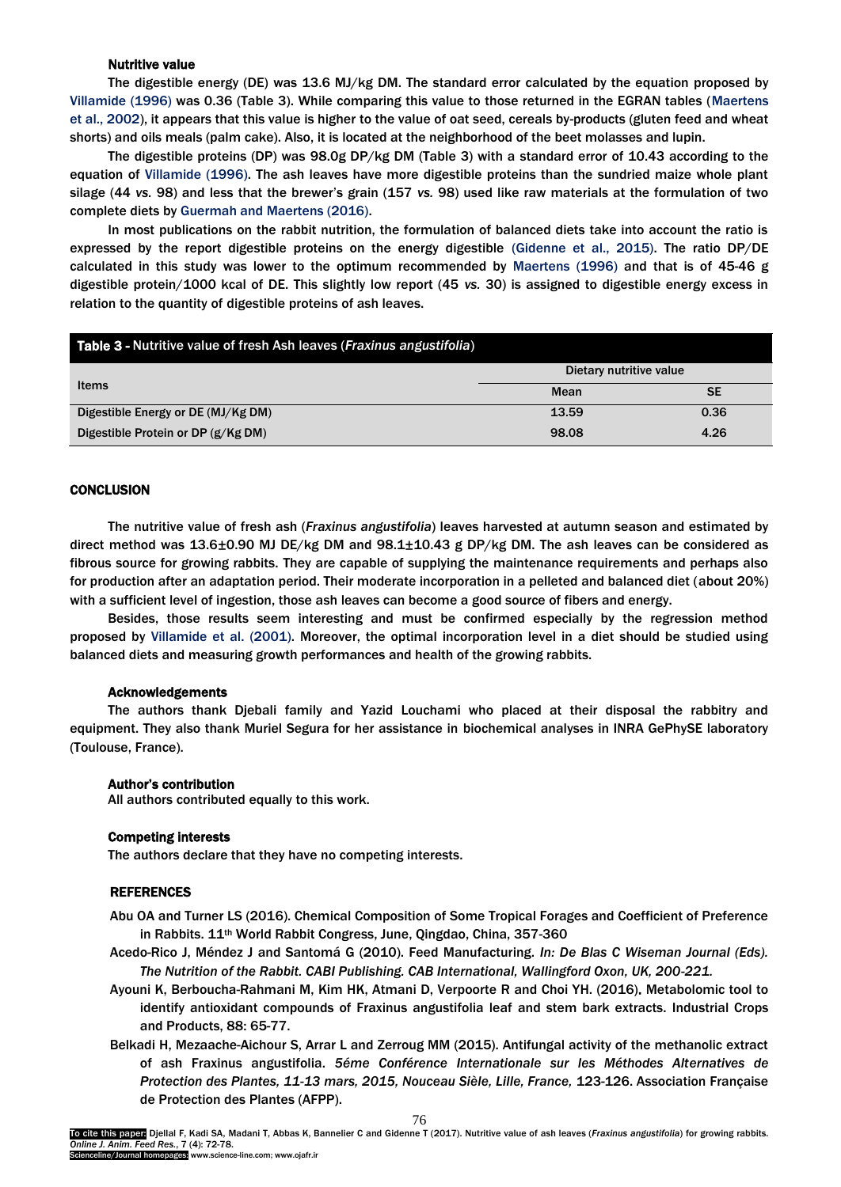### Nutritive value

The digestible energy (DE) was 13.6 MJ/kg DM. The standard error calculated by the equation proposed by Villamide (1996) was 0.36 (Table 3). While comparing this value to those returned in the EGRAN tables (Maertens et al., 2002), it appears that this value is higher to the value of oat seed, cereals by-products (gluten feed and wheat shorts) and oils meals (palm cake). Also, it is located at the neighborhood of the beet molasses and lupin.

The digestible proteins (DP) was 98.0g DP/kg DM (Table 3) with a standard error of 10.43 according to the equation of Villamide (1996). The ash leaves have more digestible proteins than the sundried maize whole plant silage (44 *vs.* 98) and less that the brewer's grain (157 *vs.* 98) used like raw materials at the formulation of two complete diets by Guermah and Maertens (2016).

In most publications on the rabbit nutrition, the formulation of balanced diets take into account the ratio is expressed by the report digestible proteins on the energy digestible (Gidenne et al., 2015). The ratio DP/DE calculated in this study was lower to the optimum recommended by Maertens (1996) and that is of 45-46 g digestible protein/1000 kcal of DE. This slightly low report (45 *vs.* 30) is assigned to digestible energy excess in relation to the quantity of digestible proteins of ash leaves.

**Table 3 -** Nutritive value of fresh Ash leaves (*Fraxinus angustifolia*)

| Items | Dietary nutritive value | |
|---|---|---|
| | Mean | SE |
| Digestible Energy or DE (MJ/Kg DM) | 13.59 | 0.36 |
| Digestible Protein or DP (g/Kg DM) | 98.08 | 4.26 |

## CONCLUSION

The nutritive value of fresh ash (*Fraxinus angustifolia*) leaves harvested at autumn season and estimated by direct method was 13.6±0.90 MJ DE/kg DM and 98.1±10.43 g DP/kg DM. The ash leaves can be considered as fibrous source for growing rabbits. They are capable of supplying the maintenance requirements and perhaps also for production after an adaptation period. Their moderate incorporation in a pelleted and balanced diet (about 20%) with a sufficient level of ingestion, those ash leaves can become a good source of fibers and energy.

Besides, those results seem interesting and must be confirmed especially by the regression method proposed by Villamide et al. (2001). Moreover, the optimal incorporation level in a diet should be studied using balanced diets and measuring growth performances and health of the growing rabbits.

### Acknowledgements

The authors thank Djebali family and Yazid Louchami who placed at their disposal the rabbitry and equipment. They also thank Muriel Segura for her assistance in biochemical analyses in INRA GePhySE laboratory (Toulouse, France).

### Author's contribution

All authors contributed equally to this work.

### Competing interests

The authors declare that they have no competing interests.

## REFERENCES

Abu OA and Turner LS (2016). Chemical Composition of Some Tropical Forages and Coefficient of Preference in Rabbits. 11th World Rabbit Congress, June, Qingdao, China, 357-360

Acedo-Rico J, Méndez J and Santomá G (2010). Feed Manufacturing. *In: De Blas C Wiseman Journal (Eds). The Nutrition of the Rabbit. CABI Publishing. CAB International, Wallingford Oxon, UK, 200-221.*

Ayouni K, Berboucha-Rahmani M, Kim HK, Atmani D, Verpoorte R and Choi YH. (2016). Metabolomic tool to identify antioxidant compounds of Fraxinus angustifolia leaf and stem bark extracts. Industrial Crops and Products, 88: 65-77.

Belkadi H, Mezaache-Aichour S, Arrar L and Zerroug MM (2015). Antifungal activity of the methanolic extract of ash Fraxinus angustifolia. *5éme Conférence Internationale sur les Méthodes Alternatives de Protection des Plantes, 11-13 mars, 2015, Nouceau Sièle, Lille, France,* 123-126. Association Française de Protection des Plantes (AFPP).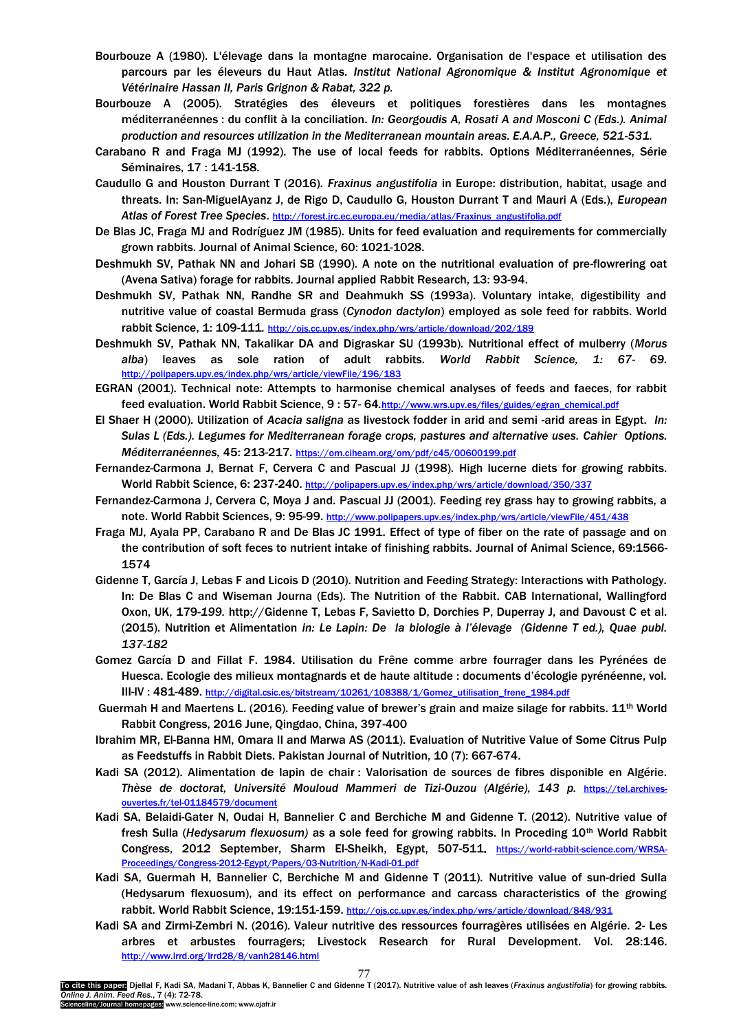Bourbouze A (1980). L'élevage dans la montagne marocaine. Organisation de l'espace et utilisation des parcours par les éleveurs du Haut Atlas. *Institut National Agronomique & Institut Agronomique et Vétérinaire Hassan II, Paris Grignon & Rabat, 322 p.*

Bourbouze A (2005). Stratégies des éleveurs et politiques forestières dans les montagnes méditerranéennes : du conflit à la conciliation. *In: Georgoudis A, Rosati A and Mosconi C (Eds.). Animal production and resources utilization in the Mediterranean mountain areas. E.A.A.P., Greece, 521-531.*

Carabano R and Fraga MJ (1992). The use of local feeds for rabbits. Options Méditerranéennes, Série Séminaires, 17 : 141-158.

Caudullo G and Houston Durrant T (2016). *Fraxinus angustifolia* in Europe: distribution, habitat, usage and threats. In: San-MiguelAyanz J, de Rigo D, Caudullo G, Houston Durrant T and Mauri A (Eds.), *European Atlas of Forest Tree Species*. http://forest.jrc.ec.europa.eu/media/atlas/Fraxinus_angustifolia.pdf

De Blas JC, Fraga MJ and Rodríguez JM (1985). Units for feed evaluation and requirements for commercially grown rabbits. Journal of Animal Science, 60: 1021-1028.

Deshmukh SV, Pathak NN and Johari SB (1990). A note on the nutritional evaluation of pre-flowrering oat (Avena Sativa) forage for rabbits. Journal applied Rabbit Research, 13: 93-94.

Deshmukh SV, Pathak NN, Randhe SR and Deahmukh SS (1993a). Voluntary intake, digestibility and nutritive value of coastal Bermuda grass (*Cynodon dactylon*) employed as sole feed for rabbits. World rabbit Science, 1: 109-111. http://ojs.cc.upv.es/index.php/wrs/article/download/202/189

Deshmukh SV, Pathak NN, Takalikar DA and Digraskar SU (1993b). Nutritional effect of mulberry (*Morus alba*) leaves as sole ration of adult rabbits. *World Rabbit Science, 1: 67- 69.* http://polipapers.upv.es/index.php/wrs/article/viewFile/196/183

EGRAN (2001). Technical note: Attempts to harmonise chemical analyses of feeds and faeces, for rabbit feed evaluation. World Rabbit Science, 9 : 57- 64.http://www.wrs.upv.es/files/guides/egran_chemical.pdf

El Shaer H (2000). Utilization of *Acacia saligna* as livestock fodder in arid and semi -arid areas in Egypt. *In: Sulas L (Eds.). Legumes for Mediterranean forage crops, pastures and alternative uses. Cahier Options. Méditerranéennes,* 45: 213-217*.* https://om.ciheam.org/om/pdf/c45/00600199.pdf

Fernandez-Carmona J, Bernat F, Cervera C and Pascual JJ (1998). High lucerne diets for growing rabbits. World Rabbit Science, 6: 237-240. http://polipapers.upv.es/index.php/wrs/article/download/350/337

Fernandez-Carmona J, Cervera C, Moya J and. Pascual JJ (2001). Feeding rey grass hay to growing rabbits, a note. World Rabbit Sciences, 9: 95-99. http://www.polipapers.upv.es/index.php/wrs/article/viewFile/451/438

Fraga MJ, Ayala PP, Carabano R and De Blas JC 1991. Effect of type of fiber on the rate of passage and on the contribution of soft feces to nutrient intake of finishing rabbits. Journal of Animal Science, 69:1566-1574

Gidenne T, García J, Lebas F and Licois D (2010). Nutrition and Feeding Strategy: Interactions with Pathology. In: De Blas C and Wiseman Journa (Eds). The Nutrition of the Rabbit. CAB International, Wallingford Oxon, UK, 179-*199.* http://Gidenne T, Lebas F, Savietto D, Dorchies P, Duperray J, and Davoust C et al. (2015). Nutrition et Alimentation *in: Le Lapin: De la biologie à l'élevage (Gidenne T ed.), Quae publ. 137-182*

Gomez García D and Fillat F. 1984. Utilisation du Frêne comme arbre fourrager dans les Pyrénées de Huesca. Ecologie des milieux montagnards et de haute altitude : documents d'écologie pyrénéenne, vol. III-IV : 481-489. http://digital.csic.es/bitstream/10261/108388/1/Gomez_utilisation_frene_1984.pdf

Guermah H and Maertens L. (2016). Feeding value of brewer's grain and maize silage for rabbits. 11th World Rabbit Congress, 2016 June, Qingdao, China, 397-400

Ibrahim MR, El-Banna HM, Omara II and Marwa AS (2011). Evaluation of Nutritive Value of Some Citrus Pulp as Feedstuffs in Rabbit Diets. Pakistan Journal of Nutrition, 10 (7): 667-674.

Kadi SA (2012). Alimentation de lapin de chair : Valorisation de sources de fibres disponible en Algérie. *Thèse de doctorat, Université Mouloud Mammeri de Tizi-Ouzou (Algérie), 143 p.* https://tel.archives-ouvertes.fr/tel-01184579/document

Kadi SA, Belaidi-Gater N, Oudai H, Bannelier C and Berchiche M and Gidenne T. (2012). Nutritive value of fresh Sulla (*Hedysarum flexuosum)* as a sole feed for growing rabbits. In Proceding 10th World Rabbit Congress, 2012 September, Sharm El-Sheikh, Egypt, 507-511**.** https://world-rabbit-science.com/WRSA-Proceedings/Congress-2012-Egypt/Papers/03-Nutrition/N-Kadi-01.pdf

Kadi SA, Guermah H, Bannelier C, Berchiche M and Gidenne T (2011). Nutritive value of sun-dried Sulla (Hedysarum flexuosum), and its effect on performance and carcass characteristics of the growing rabbit. World Rabbit Science, 19:151-159. http://ojs.cc.upv.es/index.php/wrs/article/download/848/931

Kadi SA and Zirmi-Zembri N. (2016). Valeur nutritive des ressources fourragères utilisées en Algérie. 2- Les arbres et arbustes fourragers; Livestock Research for Rural Development. Vol. 28:146. http://www.lrrd.org/lrrd28/8/vanh28146.html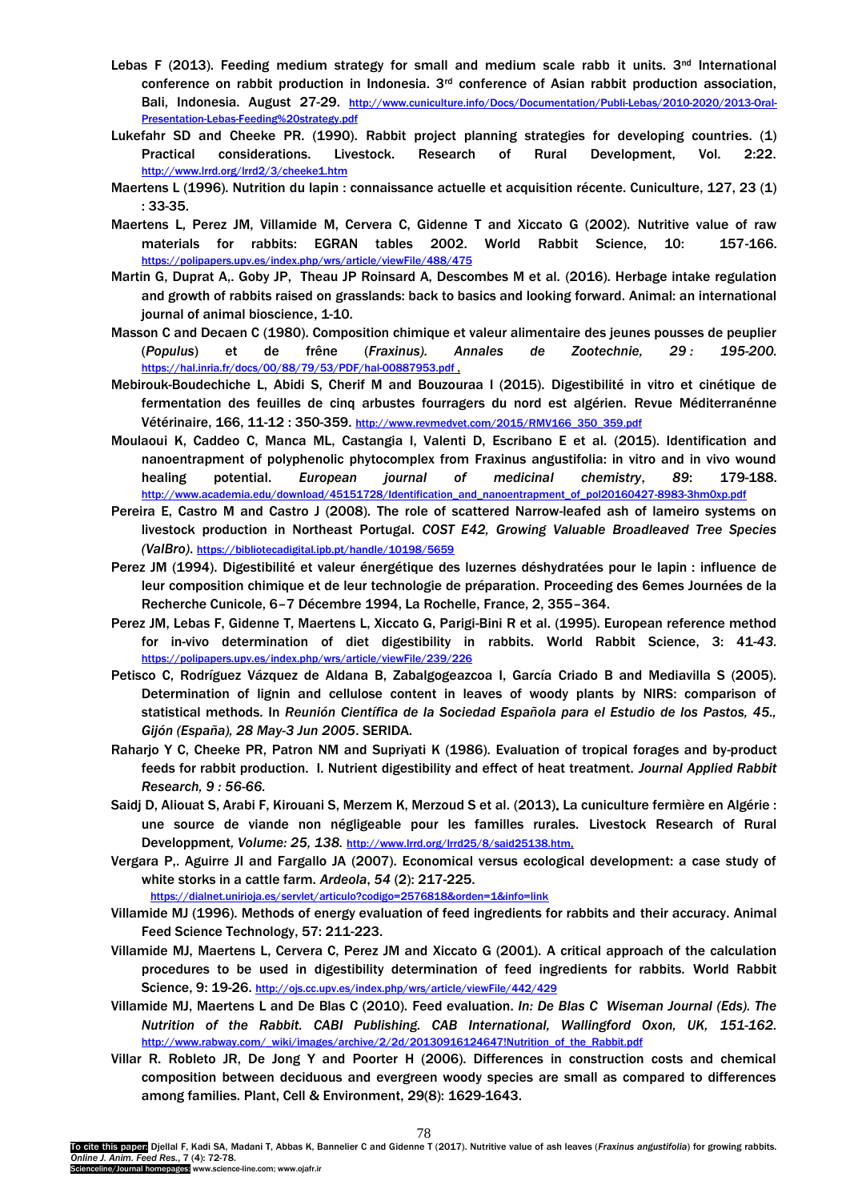Lebas F (2013). Feeding medium strategy for small and medium scale rabb it units. 3[rd] International conference on rabbit production in Indonesia. 3[rd] conference of Asian rabbit production association, Bali, Indonesia. August 27-29. http://www.cuniculture.info/Docs/Documentation/Publi-Lebas/2010-2020/2013-Oral-Presentation-Lebas-Feeding%20strategy.pdf

Lukefahr SD and Cheeke PR. (1990). Rabbit project planning strategies for developing countries. (1) Practical considerations. Livestock. Research of Rural Development, Vol. 2:22. http://www.lrrd.org/lrrd2/3/cheeke1.htm

Maertens L (1996). Nutrition du lapin : connaissance actuelle et acquisition récente. Cuniculture, 127, 23 (1) : 33-35.

Maertens L, Perez JM, Villamide M, Cervera C, Gidenne T and Xiccato G (2002). Nutritive value of raw materials for rabbits: EGRAN tables 2002. World Rabbit Science, 10: 157-166. https://polipapers.upv.es/index.php/wrs/article/viewFile/488/475

Martin G, Duprat A,. Goby JP, Theau JP Roinsard A, Descombes M et al. (2016). Herbage intake regulation and growth of rabbits raised on grasslands: back to basics and looking forward. Animal: an international journal of animal bioscience, 1-10.

Masson C and Decaen C (1980). Composition chimique et valeur alimentaire des jeunes pousses de peuplier (*Populus*) et de frêne (*Fraxinus*). *Annales de Zootechnie, 29 : 195-200.* https://hal.inria.fr/docs/00/88/79/53/PDF/hal-00887953.pdf .

Mebirouk-Boudechiche L, Abidi S, Cherif M and Bouzouraa I (2015). Digestibilité in vitro et cinétique de fermentation des feuilles de cinq arbustes fourragers du nord est algérien. Revue Méditerranénne Vétérinaire, 166, 11-12 : 350-359. http://www.revmedvet.com/2015/RMV166_350_359.pdf

Moulaoui K, Caddeo C, Manca ML, Castangia I, Valenti D, Escribano E et al. (2015). Identification and nanoentrapment of polyphenolic phytocomplex from Fraxinus angustifolia: in vitro and in vivo wound healing potential. *European journal of medicinal chemistry*, *89*: 179-188. http://www.academia.edu/download/45151728/Identification_and_nanoentrapment_of_pol20160427-8983-3hm0xp.pdf

Pereira E, Castro M and Castro J (2008). The role of scattered Narrow-leafed ash of lameiro systems on livestock production in Northeast Portugal. *COST E42, Growing Valuable Broadleaved Tree Species (ValBro)*. https://bibliotecadigital.ipb.pt/handle/10198/5659

Perez JM (1994). Digestibilité et valeur énergétique des luzernes déshydratées pour le lapin : influence de leur composition chimique et de leur technologie de préparation. Proceeding des 6emes Journées de la Recherche Cunicole, 6–7 Décembre 1994, La Rochelle, France, 2, 355–364.

Perez JM, Lebas F, Gidenne T, Maertens L, Xiccato G, Parigi-Bini R et al. (1995). European reference method for in-vivo determination of diet digestibility in rabbits. World Rabbit Science, 3: 41-*43.* https://polipapers.upv.es/index.php/wrs/article/viewFile/239/226

Petisco C, Rodríguez Vázquez de Aldana B, Zabalgogeazcoa I, García Criado B and Mediavilla S (2005). Determination of lignin and cellulose content in leaves of woody plants by NIRS: comparison of statistical methods. In *Reunión Científica de la Sociedad Española para el Estudio de los Pastos, 45., Gijón (España), 28 May-3 Jun 2005*. SERIDA.

Raharjo Y C, Cheeke PR, Patron NM and Supriyati K (1986). Evaluation of tropical forages and by-product feeds for rabbit production. I. Nutrient digestibility and effect of heat treatment. *Journal Applied Rabbit Research, 9 : 56-66.*

Saidj D, Aliouat S, Arabi F, Kirouani S, Merzem K, Merzoud S et al. (2013). La cuniculture fermière en Algérie : une source de viande non négligeable pour les familles rurales. Livestock Research of Rural Developpment*, Volume: 25, 138.* http://www.lrrd.org/lrrd25/8/said25138.htm.

Vergara P,. Aguirre JI and Fargallo JA (2007). Economical versus ecological development: a case study of white storks in a cattle farm. *Ardeola*, *54* (2): 217-225. https://dialnet.unirioja.es/servlet/articulo?codigo=2576818&orden=1&info=link

Villamide MJ (1996). Methods of energy evaluation of feed ingredients for rabbits and their accuracy. Animal Feed Science Technology, 57: 211-223.

Villamide MJ, Maertens L, Cervera C, Perez JM and Xiccato G (2001). A critical approach of the calculation procedures to be used in digestibility determination of feed ingredients for rabbits. World Rabbit Science, 9: 19-26. http://ojs.cc.upv.es/index.php/wrs/article/viewFile/442/429

Villamide MJ, Maertens L and De Blas C (2010). Feed evaluation. *In: De Blas C Wiseman Journal (Eds). The Nutrition of the Rabbit. CABI Publishing. CAB International, Wallingford Oxon, UK, 151-162.* http://www.rabway.com/_wiki/images/archive/2/2d/20130916124647!Nutrition_of_the_Rabbit.pdf

Villar R. Robleto JR, De Jong Y and Poorter H (2006). Differences in construction costs and chemical composition between deciduous and evergreen woody species are small as compared to differences among families. Plant, Cell & Environment, 29(8): 1629-1643.